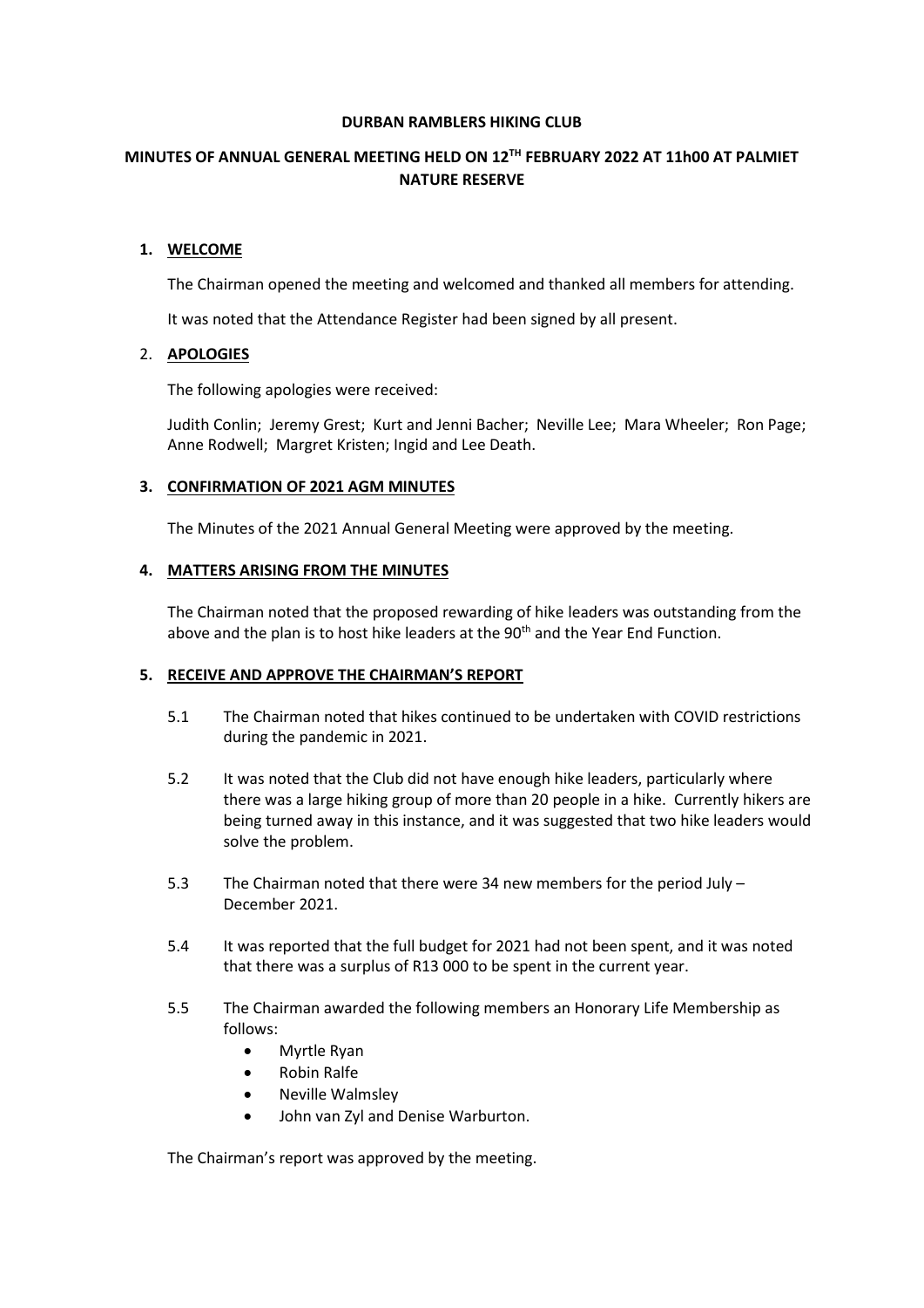# DURBAN RAMBLERS HIKING CLUB

## MINUTES OF ANNUAL GENERAL MEETING HELD ON 12TH FEBRUARY 2022 AT 11h00 AT PALMIET NATURE RESERVE

### 1. WELCOME

The Chairman opened the meeting and welcomed and thanked all members for attending.

It was noted that the Attendance Register had been signed by all present.

### 2. APOLOGIES

The following apologies were received:

Judith Conlin; Jeremy Grest; Kurt and Jenni Bacher; Neville Lee; Mara Wheeler; Ron Page; Anne Rodwell; Margret Kristen; Ingid and Lee Death.

### 3. CONFIRMATION OF 2021 AGM MINUTES

The Minutes of the 2021 Annual General Meeting were approved by the meeting.

### 4. MATTERS ARISING FROM THE MINUTES

The Chairman noted that the proposed rewarding of hike leaders was outstanding from the above and the plan is to host hike leaders at the 90th and the Year End Function.

### 5. RECEIVE AND APPROVE THE CHAIRMAN'S REPORT

5.1 The Chairman noted that hikes continued to be undertaken with COVID restrictions during the pandemic in 2021.

5.2 It was noted that the Club did not have enough hike leaders, particularly where there was a large hiking group of more than 20 people in a hike. Currently hikers are being turned away in this instance, and it was suggested that two hike leaders would solve the problem.

5.3 The Chairman noted that there were 34 new members for the period July – December 2021.

5.4 It was reported that the full budget for 2021 had not been spent, and it was noted that there was a surplus of R13 000 to be spent in the current year.

5.5 The Chairman awarded the following members an Honorary Life Membership as follows:

- Myrtle Ryan
- Robin Ralfe
- Neville Walmsley
- John van Zyl and Denise Warburton.

The Chairman's report was approved by the meeting.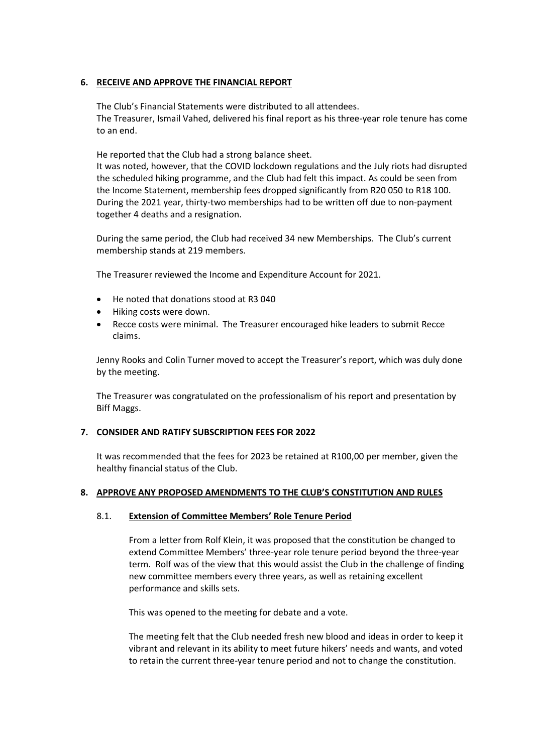**6. RECEIVE AND APPROVE THE FINANCIAL REPORT**

The Club's Financial Statements were distributed to all attendees.
The Treasurer, Ismail Vahed, delivered his final report as his three-year role tenure has come to an end.

He reported that the Club had a strong balance sheet.
It was noted, however, that the COVID lockdown regulations and the July riots had disrupted the scheduled hiking programme, and the Club had felt this impact. As could be seen from the Income Statement, membership fees dropped significantly from R20 050 to R18 100. During the 2021 year, thirty-two memberships had to be written off due to non-payment together 4 deaths and a resignation.

During the same period, the Club had received 34 new Memberships. The Club's current membership stands at 219 members.

The Treasurer reviewed the Income and Expenditure Account for 2021.

- He noted that donations stood at R3 040
- Hiking costs were down.
- Recce costs were minimal. The Treasurer encouraged hike leaders to submit Recce claims.

Jenny Rooks and Colin Turner moved to accept the Treasurer's report, which was duly done by the meeting.

The Treasurer was congratulated on the professionalism of his report and presentation by Biff Maggs.

**7. CONSIDER AND RATIFY SUBSCRIPTION FEES FOR 2022**

It was recommended that the fees for 2023 be retained at R100,00 per member, given the healthy financial status of the Club.

**8. APPROVE ANY PROPOSED AMENDMENTS TO THE CLUB'S CONSTITUTION AND RULES**

8.1. **Extension of Committee Members' Role Tenure Period**

From a letter from Rolf Klein, it was proposed that the constitution be changed to extend Committee Members' three-year role tenure period beyond the three-year term. Rolf was of the view that this would assist the Club in the challenge of finding new committee members every three years, as well as retaining excellent performance and skills sets.

This was opened to the meeting for debate and a vote.

The meeting felt that the Club needed fresh new blood and ideas in order to keep it vibrant and relevant in its ability to meet future hikers' needs and wants, and voted to retain the current three-year tenure period and not to change the constitution.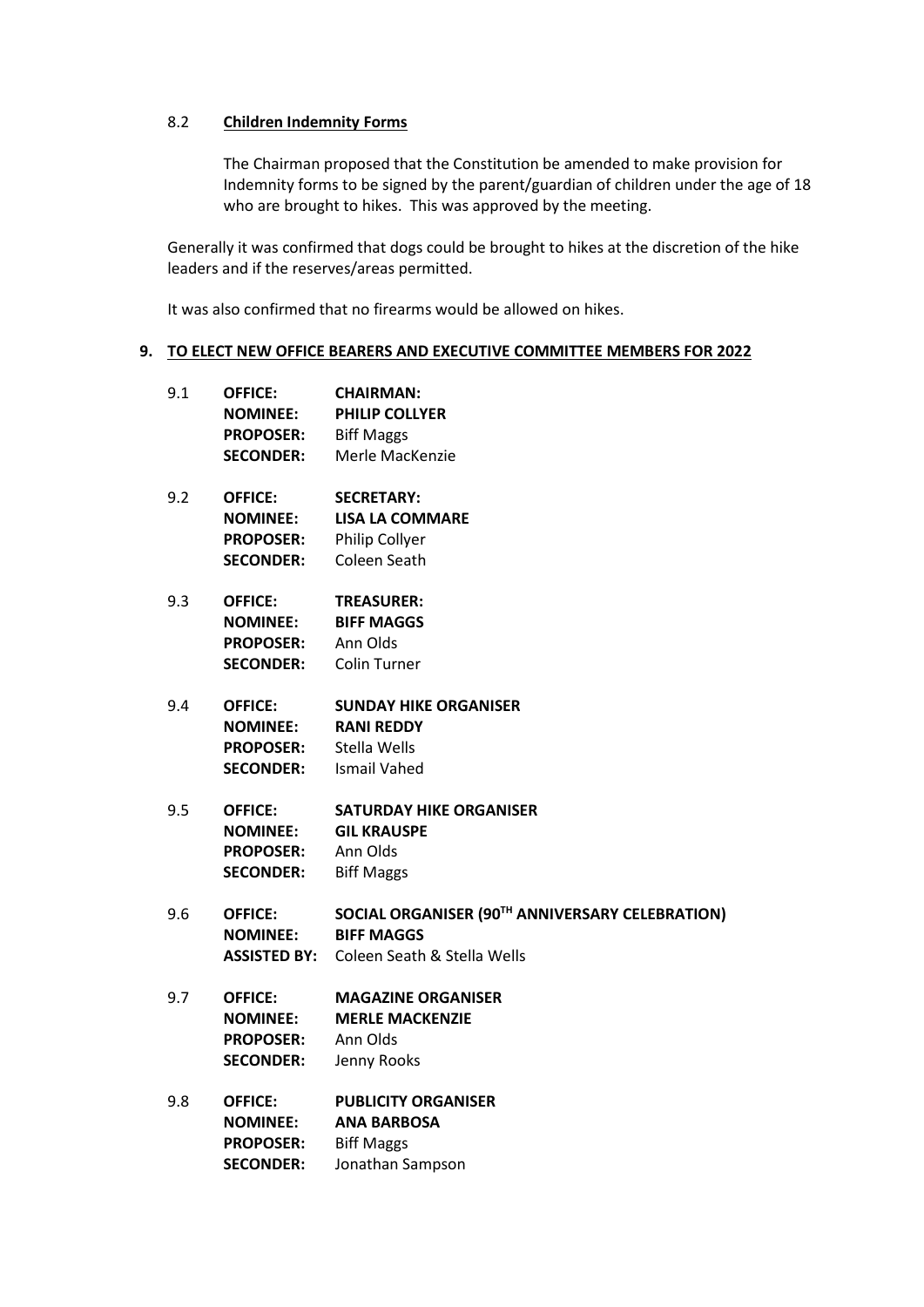8.2 **Children Indemnity Forms**

The Chairman proposed that the Constitution be amended to make provision for Indemnity forms to be signed by the parent/guardian of children under the age of 18 who are brought to hikes. This was approved by the meeting.

Generally it was confirmed that dogs could be brought to hikes at the discretion of the hike leaders and if the reserves/areas permitted.

It was also confirmed that no firearms would be allowed on hikes.

## 9. TO ELECT NEW OFFICE BEARERS AND EXECUTIVE COMMITTEE MEMBERS FOR 2022

9.1 **OFFICE:** **CHAIRMAN:**
**NOMINEE:** **PHILIP COLLYER**
**PROPOSER:** Biff Maggs
**SECONDER:** Merle MacKenzie

9.2 **OFFICE:** **SECRETARY:**
**NOMINEE:** **LISA LA COMMARE**
**PROPOSER:** Philip Collyer
**SECONDER:** Coleen Seath

9.3 **OFFICE:** **TREASURER:**
**NOMINEE:** **BIFF MAGGS**
**PROPOSER:** Ann Olds
**SECONDER:** Colin Turner

9.4 **OFFICE:** **SUNDAY HIKE ORGANISER**
**NOMINEE:** **RANI REDDY**
**PROPOSER:** Stella Wells
**SECONDER:** Ismail Vahed

9.5 **OFFICE:** **SATURDAY HIKE ORGANISER**
**NOMINEE:** **GIL KRAUSPE**
**PROPOSER:** Ann Olds
**SECONDER:** Biff Maggs

9.6 **OFFICE:** **SOCIAL ORGANISER (90TH ANNIVERSARY CELEBRATION)**
**NOMINEE:** **BIFF MAGGS**
**ASSISTED BY:** Coleen Seath & Stella Wells

9.7 **OFFICE:** **MAGAZINE ORGANISER**
**NOMINEE:** **MERLE MACKENZIE**
**PROPOSER:** Ann Olds
**SECONDER:** Jenny Rooks

9.8 **OFFICE:** **PUBLICITY ORGANISER**
**NOMINEE:** **ANA BARBOSA**
**PROPOSER:** Biff Maggs
**SECONDER:** Jonathan Sampson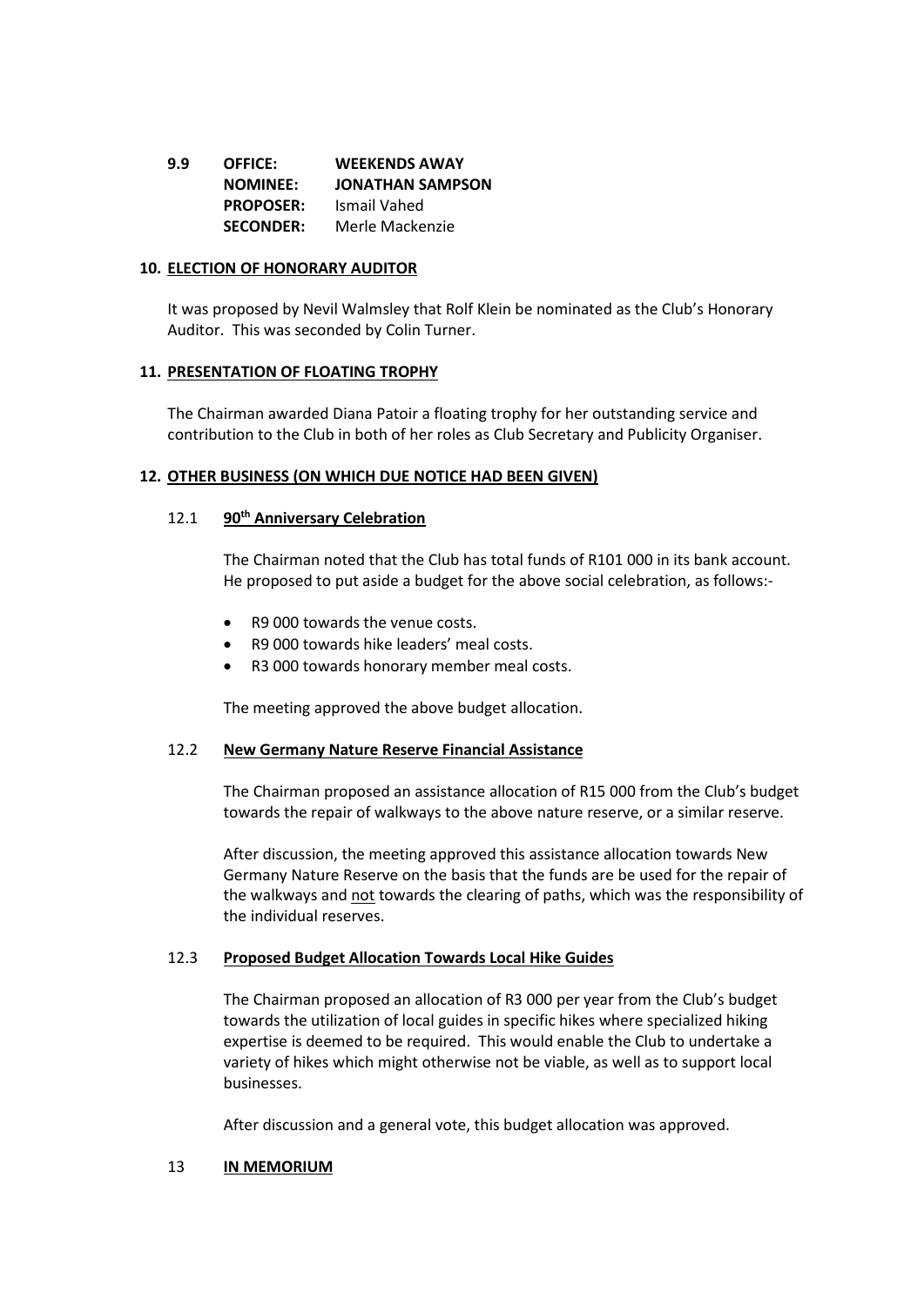**9.9** **OFFICE:** **WEEKENDS AWAY**
**NOMINEE:** **JONATHAN SAMPSON**
**PROPOSER:** Ismail Vahed
**SECONDER:** Merle Mackenzie

## 10. ELECTION OF HONORARY AUDITOR

It was proposed by Nevil Walmsley that Rolf Klein be nominated as the Club's Honorary Auditor. This was seconded by Colin Turner.

## 11. PRESENTATION OF FLOATING TROPHY

The Chairman awarded Diana Patoir a floating trophy for her outstanding service and contribution to the Club in both of her roles as Club Secretary and Publicity Organiser.

## 12. OTHER BUSINESS (ON WHICH DUE NOTICE HAD BEEN GIVEN)

### 12.1 90th Anniversary Celebration

The Chairman noted that the Club has total funds of R101 000 in its bank account. He proposed to put aside a budget for the above social celebration, as follows:-

- R9 000 towards the venue costs.
- R9 000 towards hike leaders' meal costs.
- R3 000 towards honorary member meal costs.

The meeting approved the above budget allocation.

### 12.2 New Germany Nature Reserve Financial Assistance

The Chairman proposed an assistance allocation of R15 000 from the Club's budget towards the repair of walkways to the above nature reserve, or a similar reserve.

After discussion, the meeting approved this assistance allocation towards New Germany Nature Reserve on the basis that the funds are be used for the repair of the walkways and not towards the clearing of paths, which was the responsibility of the individual reserves.

### 12.3 Proposed Budget Allocation Towards Local Hike Guides

The Chairman proposed an allocation of R3 000 per year from the Club's budget towards the utilization of local guides in specific hikes where specialized hiking expertise is deemed to be required. This would enable the Club to undertake a variety of hikes which might otherwise not be viable, as well as to support local businesses.

After discussion and a general vote, this budget allocation was approved.

## 13 IN MEMORIUM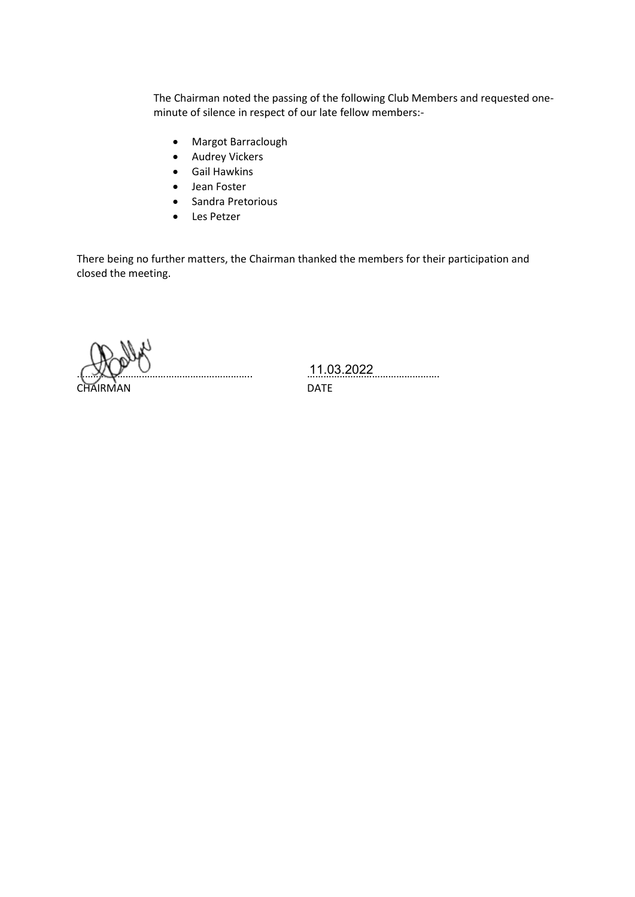The Chairman noted the passing of the following Club Members and requested one-minute of silence in respect of our late fellow members:-

- Margot Barraclough
- Audrey Vickers
- Gail Hawkins
- Jean Foster
- Sandra Pretorious
- Les Petzer

There being no further matters, the Chairman thanked the members for their participation and closed the meeting.

……………………………………………………… 11.03.2022

CHAIRMAN DATE